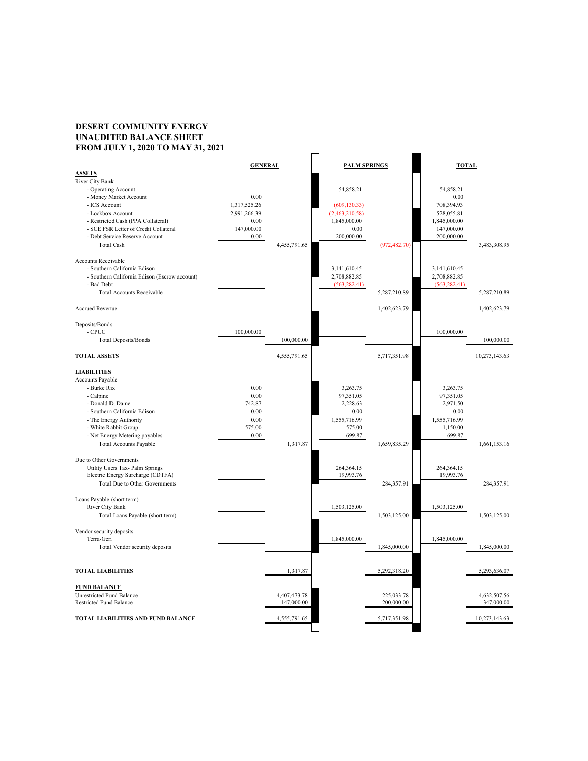# DESERT COMMUNITY ENERGY
# UNAUDITED BALANCE SHEET
# FROM JULY 1, 2020 TO MAY 31, 2021

| | GENERAL | | PALM SPRINGS | | TOTAL | |
|---|---|---|---|---|---|---|
| **ASSETS** | | | | | | |
| River City Bank | | | | | | |
| - Operating Account | | | 54,858.21 | | 54,858.21 | |
| - Money Market Account | 0.00 | | | | 0.00 | |
| - ICS Account | 1,317,525.26 | | (609,130.33) | | 708,394.93 | |
| - Lockbox Account | 2,991,266.39 | | (2,463,210.58) | | 528,055.81 | |
| - Restricted Cash (PPA Collateral) | 0.00 | | 1,845,000.00 | | 1,845,000.00 | |
| - SCE FSR Letter of Credit Collateral | 147,000.00 | | 0.00 | | 147,000.00 | |
| - Debt Service Reserve Account | 0.00 | | 200,000.00 | | 200,000.00 | |
| Total Cash | | 4,455,791.65 | | (972,482.70) | | 3,483,308.95 |
| Accounts Receivable | | | | | | |
| - Southern California Edison | | | 3,141,610.45 | | 3,141,610.45 | |
| - Southern California Edison (Escrow account) | | | 2,708,882.85 | | 2,708,882.85 | |
| - Bad Debt | | | (563,282.41) | | (563,282.41) | |
| Total Accounts Receivable | | | | 5,287,210.89 | | 5,287,210.89 |
| Accrued Revenue | | | | 1,402,623.79 | | 1,402,623.79 |
| Deposits/Bonds | | | | | | |
| - CPUC | 100,000.00 | | | | 100,000.00 | |
| Total Deposits/Bonds | | 100,000.00 | | | | 100,000.00 |
| **TOTAL ASSETS** | | 4,555,791.65 | | 5,717,351.98 | | 10,273,143.63 |
| **LIABILITIES** | | | | | | |
| Accounts Payable | | | | | | |
| - Burke Rix | 0.00 | | 3,263.75 | | 3,263.75 | |
| - Calpine | 0.00 | | 97,351.05 | | 97,351.05 | |
| - Donald D. Dame | 742.87 | | 2,228.63 | | 2,971.50 | |
| - Southern California Edison | 0.00 | | 0.00 | | 0.00 | |
| - The Energy Authority | 0.00 | | 1,555,716.99 | | 1,555,716.99 | |
| - White Rabbit Group | 575.00 | | 575.00 | | 1,150.00 | |
| - Net Energy Metering payables | 0.00 | | 699.87 | | 699.87 | |
| Total Accounts Payable | | 1,317.87 | | 1,659,835.29 | | 1,661,153.16 |
| Due to Other Governments | | | | | | |
| Utility Users Tax- Palm Springs | | | 264,364.15 | | 264,364.15 | |
| Electric Energy Surcharge (CDTFA) | | | 19,993.76 | | 19,993.76 | |
| Total Due to Other Governments | | | | 284,357.91 | | 284,357.91 |
| Loans Payable (short term) | | | | | | |
| River City Bank | | | 1,503,125.00 | | 1,503,125.00 | |
| Total Loans Payable (short term) | | | | 1,503,125.00 | | 1,503,125.00 |
| Vendor security deposits | | | | | | |
| Terra-Gen | | | 1,845,000.00 | | 1,845,000.00 | |
| Total Vendor security deposits | | | | 1,845,000.00 | | 1,845,000.00 |
| **TOTAL LIABILITIES** | | 1,317.87 | | 5,292,318.20 | | 5,293,636.07 |
| **FUND BALANCE** | | | | | | |
| Unrestricted Fund Balance | | 4,407,473.78 | | 225,033.78 | | 4,632,507.56 |
| Restricted Fund Balance | | 147,000.00 | | 200,000.00 | | 347,000.00 |
| **TOTAL LIABILITIES AND FUND BALANCE** | | 4,555,791.65 | | 5,717,351.98 | | 10,273,143.63 |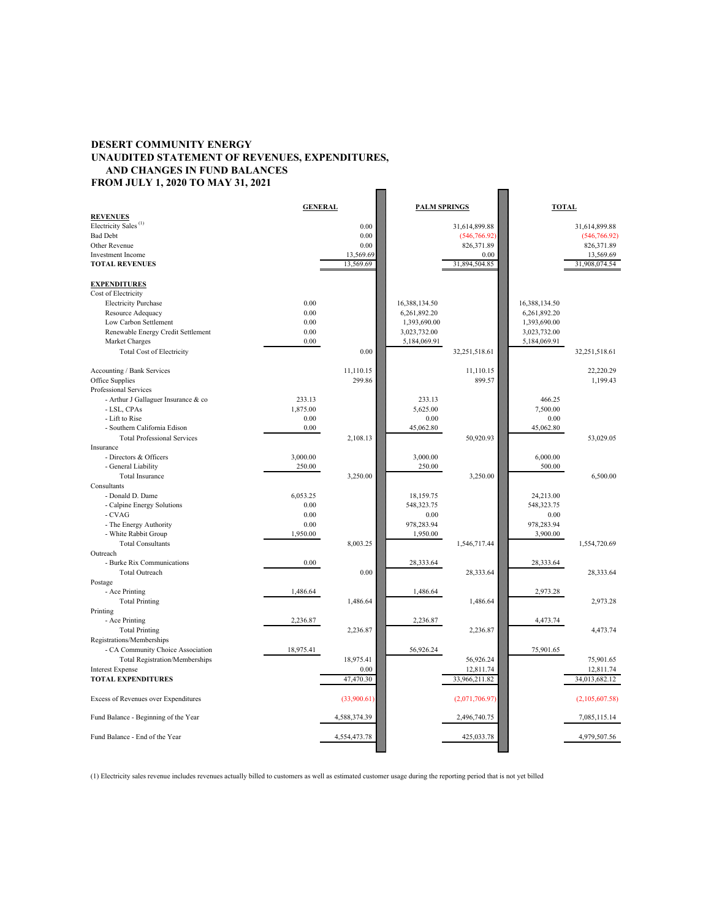**DESERT COMMUNITY ENERGY**
**UNAUDITED STATEMENT OF REVENUES, EXPENDITURES, AND CHANGES IN FUND BALANCES**
**FROM JULY 1, 2020 TO MAY 31, 2021**

| | GENERAL | | PALM SPRINGS | | TOTAL | |
|---|---|---|---|---|---|---|
| **REVENUES** | | | | | | |
| Electricity Sales (1) | | 0.00 | | 31,614,899.88 | | 31,614,899.88 |
| Bad Debt | | 0.00 | | (546,766.92) | | (546,766.92) |
| Other Revenue | | 0.00 | | 826,371.89 | | 826,371.89 |
| Investment Income | | 13,569.69 | | 0.00 | | 13,569.69 |
| **TOTAL REVENUES** | | 13,569.69 | | 31,894,504.85 | | 31,908,074.54 |
| **EXPENDITURES** | | | | | | |
| Cost of Electricity | | | | | | |
| Electricity Purchase | 0.00 | | 16,388,134.50 | | 16,388,134.50 | |
| Resource Adequacy | 0.00 | | 6,261,892.20 | | 6,261,892.20 | |
| Low Carbon Settlement | 0.00 | | 1,393,690.00 | | 1,393,690.00 | |
| Renewable Energy Credit Settlement | 0.00 | | 3,023,732.00 | | 3,023,732.00 | |
| Market Charges | 0.00 | | 5,184,069.91 | | 5,184,069.91 | |
| Total Cost of Electricity | | 0.00 | | 32,251,518.61 | | 32,251,518.61 |
| Accounting / Bank Services | | 11,110.15 | | 11,110.15 | | 22,220.29 |
| Office Supplies | | 299.86 | | 899.57 | | 1,199.43 |
| Professional Services | | | | | | |
| - Arthur J Gallaguer Insurance & co | 233.13 | | 233.13 | | 466.25 | |
| - LSL, CPAs | 1,875.00 | | 5,625.00 | | 7,500.00 | |
| - Lift to Rise | 0.00 | | 0.00 | | 0.00 | |
| - Southern California Edison | 0.00 | | 45,062.80 | | 45,062.80 | |
| Total Professional Services | | 2,108.13 | | 50,920.93 | | 53,029.05 |
| Insurance | | | | | | |
| - Directors & Officers | 3,000.00 | | 3,000.00 | | 6,000.00 | |
| - General Liability | 250.00 | | 250.00 | | 500.00 | |
| Total Insurance | | 3,250.00 | | 3,250.00 | | 6,500.00 |
| Consultants | | | | | | |
| - Donald D. Dame | 6,053.25 | | 18,159.75 | | 24,213.00 | |
| - Calpine Energy Solutions | 0.00 | | 548,323.75 | | 548,323.75 | |
| - CVAG | 0.00 | | 0.00 | | 0.00 | |
| - The Energy Authority | 0.00 | | 978,283.94 | | 978,283.94 | |
| - White Rabbit Group | 1,950.00 | | 1,950.00 | | 3,900.00 | |
| Total Consultants | | 8,003.25 | | 1,546,717.44 | | 1,554,720.69 |
| Outreach | | | | | | |
| - Burke Rix Communications | 0.00 | | 28,333.64 | | 28,333.64 | |
| Total Outreach | | 0.00 | | 28,333.64 | | 28,333.64 |
| Postage | | | | | | |
| - Ace Printing | 1,486.64 | | 1,486.64 | | 2,973.28 | |
| Total Printing | | 1,486.64 | | 1,486.64 | | 2,973.28 |
| Printing | | | | | | |
| - Ace Printing | 2,236.87 | | 2,236.87 | | 4,473.74 | |
| Total Printing | | 2,236.87 | | 2,236.87 | | 4,473.74 |
| Registrations/Memberships | | | | | | |
| - CA Community Choice Association | 18,975.41 | | 56,926.24 | | 75,901.65 | |
| Total Registration/Memberships | | 18,975.41 | | 56,926.24 | | 75,901.65 |
| Interest Expense | | 0.00 | | 12,811.74 | | 12,811.74 |
| **TOTAL EXPENDITURES** | | 47,470.30 | | 33,966,211.82 | | 34,013,682.12 |
| Excess of Revenues over Expenditures | | (33,900.61) | | (2,071,706.97) | | (2,105,607.58) |
| Fund Balance - Beginning of the Year | | 4,588,374.39 | | 2,496,740.75 | | 7,085,115.14 |
| Fund Balance - End of the Year | | 4,554,473.78 | | 425,033.78 | | 4,979,507.56 |

(1) Electricity sales revenue includes revenues actually billed to customers as well as estimated customer usage during the reporting period that is not yet billed